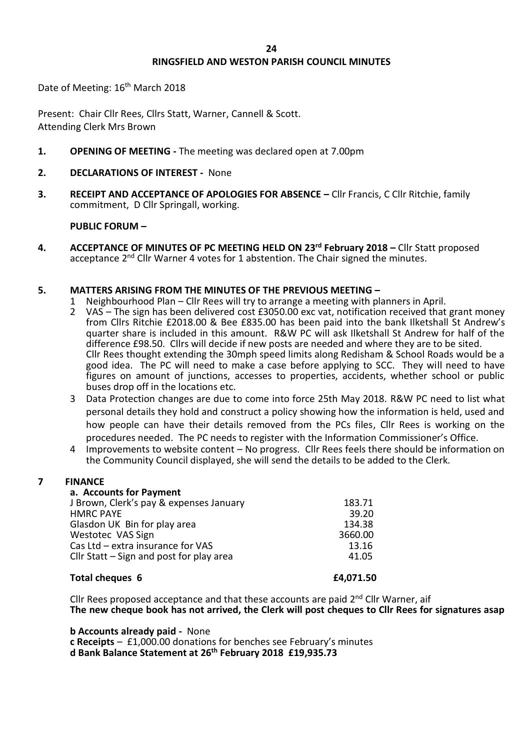# RINGSFIELD AND WESTON PARISH COUNCIL MINUTES

Date of Meeting: 16th March 2018

Present: Chair Cllr Rees, Cllrs Statt, Warner, Cannell & Scott.
Attending Clerk Mrs Brown

1. **OPENING OF MEETING -** The meeting was declared open at 7.00pm

2. **DECLARATIONS OF INTEREST -** None

3. **RECEIPT AND ACCEPTANCE OF APOLOGIES FOR ABSENCE –** Cllr Francis, C Cllr Ritchie, family commitment, D Cllr Springall, working.

**PUBLIC FORUM –**

4. **ACCEPTANCE OF MINUTES OF PC MEETING HELD ON 23rd February 2018 –** Cllr Statt proposed acceptance 2nd Cllr Warner 4 votes for 1 abstention. The Chair signed the minutes.

5. **MATTERS ARISING FROM THE MINUTES OF THE PREVIOUS MEETING –**
   1. Neighbourhood Plan – Cllr Rees will try to arrange a meeting with planners in April.
   2. VAS – The sign has been delivered cost £3050.00 exc vat, notification received that grant money from Cllrs Ritchie £2018.00 & Bee £835.00 has been paid into the bank Ilketshall St Andrew's quarter share is included in this amount. R&W PC will ask Ilketshall St Andrew for half of the difference £98.50. Cllrs will decide if new posts are needed and where they are to be sited. Cllr Rees thought extending the 30mph speed limits along Redisham & School Roads would be a good idea. The PC will need to make a case before applying to SCC. They will need to have figures on amount of junctions, accesses to properties, accidents, whether school or public buses drop off in the locations etc.
   3. Data Protection changes are due to come into force 25th May 2018. R&W PC need to list what personal details they hold and construct a policy showing how the information is held, used and how people can have their details removed from the PCs files, Cllr Rees is working on the procedures needed. The PC needs to register with the Information Commissioner's Office.
   4. Improvements to website content – No progress. Cllr Rees feels there should be information on the Community Council displayed, she will send the details to be added to the Clerk.

7. **FINANCE**

**a. Accounts for Payment**

| | |
|---|---|
| J Brown, Clerk's pay & expenses January | 183.71 |
| HMRC PAYE | 39.20 |
| Glasdon UK Bin for play area | 134.38 |
| Westotec VAS Sign | 3660.00 |
| Cas Ltd – extra insurance for VAS | 13.16 |
| Cllr Statt – Sign and post for play area | 41.05 |
| **Total cheques 6** | **£4,071.50** |

Cllr Rees proposed acceptance and that these accounts are paid 2nd Cllr Warner, aif
**The new cheque book has not arrived, the Clerk will post cheques to Cllr Rees for signatures asap**

**b Accounts already paid -** None
**c Receipts** – £1,000.00 donations for benches see February's minutes
**d Bank Balance Statement at 26th February 2018 £19,935.73**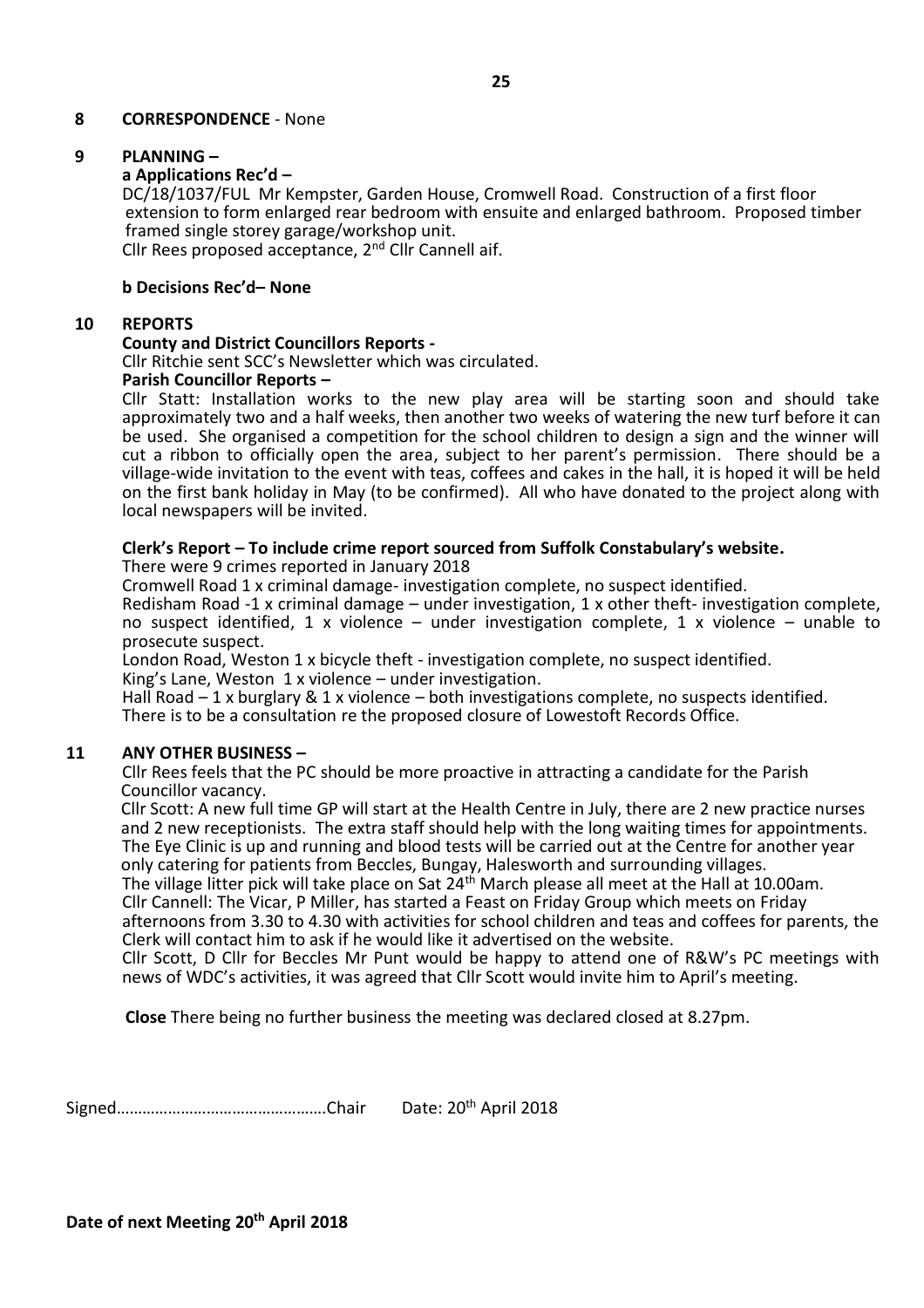## 8 CORRESPONDENCE - None

## 9 PLANNING –

**a Applications Rec'd –**

DC/18/1037/FUL Mr Kempster, Garden House, Cromwell Road. Construction of a first floor extension to form enlarged rear bedroom with ensuite and enlarged bathroom. Proposed timber framed single storey garage/workshop unit.

Cllr Rees proposed acceptance, 2nd Cllr Cannell aif.

**b Decisions Rec'd– None**

## 10 REPORTS

**County and District Councillors Reports -**

Cllr Ritchie sent SCC's Newsletter which was circulated.

**Parish Councillor Reports –**

Cllr Statt: Installation works to the new play area will be starting soon and should take approximately two and a half weeks, then another two weeks of watering the new turf before it can be used. She organised a competition for the school children to design a sign and the winner will cut a ribbon to officially open the area, subject to her parent's permission. There should be a village-wide invitation to the event with teas, coffees and cakes in the hall, it is hoped it will be held on the first bank holiday in May (to be confirmed). All who have donated to the project along with local newspapers will be invited.

**Clerk's Report – To include crime report sourced from Suffolk Constabulary's website.**

There were 9 crimes reported in January 2018

Cromwell Road 1 x criminal damage- investigation complete, no suspect identified.

Redisham Road -1 x criminal damage – under investigation, 1 x other theft- investigation complete, no suspect identified, 1 x violence – under investigation complete, 1 x violence – unable to prosecute suspect.

London Road, Weston 1 x bicycle theft - investigation complete, no suspect identified.

King's Lane, Weston 1 x violence – under investigation.

Hall Road – 1 x burglary & 1 x violence – both investigations complete, no suspects identified.

There is to be a consultation re the proposed closure of Lowestoft Records Office.

## 11 ANY OTHER BUSINESS –

Cllr Rees feels that the PC should be more proactive in attracting a candidate for the Parish Councillor vacancy.

Cllr Scott: A new full time GP will start at the Health Centre in July, there are 2 new practice nurses and 2 new receptionists. The extra staff should help with the long waiting times for appointments. The Eye Clinic is up and running and blood tests will be carried out at the Centre for another year only catering for patients from Beccles, Bungay, Halesworth and surrounding villages.

The village litter pick will take place on Sat 24th March please all meet at the Hall at 10.00am.

Cllr Cannell: The Vicar, P Miller, has started a Feast on Friday Group which meets on Friday afternoons from 3.30 to 4.30 with activities for school children and teas and coffees for parents, the Clerk will contact him to ask if he would like it advertised on the website.

Cllr Scott, D Cllr for Beccles Mr Punt would be happy to attend one of R&W's PC meetings with news of WDC's activities, it was agreed that Cllr Scott would invite him to April's meeting.

**Close** There being no further business the meeting was declared closed at 8.27pm.

Signed…………………………………………Chair Date: 20th April 2018

**Date of next Meeting 20th April 2018**